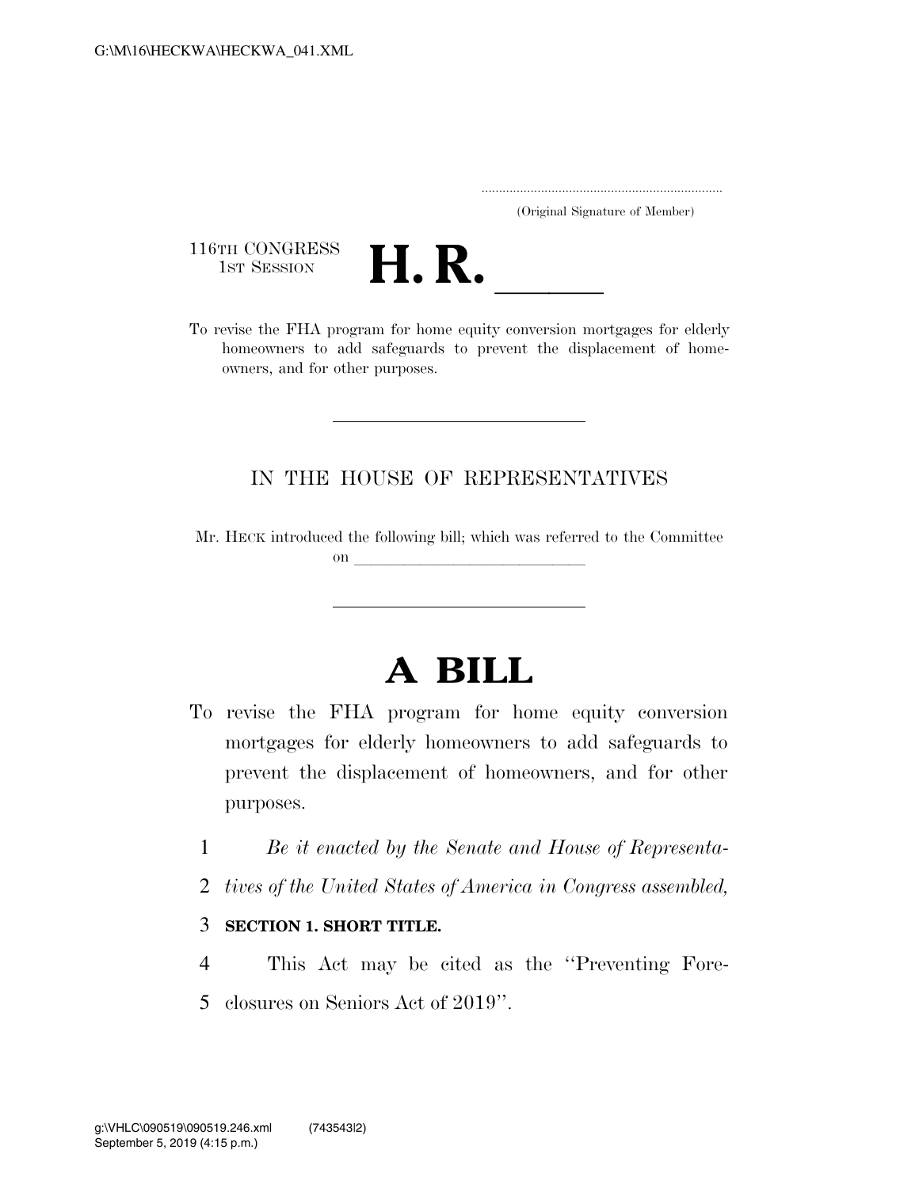(Original Signature of Member)

116TH CONGRESS
1ST SESSION

# H. R. \_\_\_\_\_

To revise the FHA program for home equity conversion mortgages for elderly homeowners to add safeguards to prevent the displacement of homeowners, and for other purposes.

IN THE HOUSE OF REPRESENTATIVES

Mr. HECK introduced the following bill; which was referred to the Committee on \_\_\_\_\_\_\_\_\_\_\_\_\_\_\_\_\_\_\_\_\_\_\_\_\_\_\_\_\_\_

# A BILL

To revise the FHA program for home equity conversion mortgages for elderly homeowners to add safeguards to prevent the displacement of homeowners, and for other purposes.

1 *Be it enacted by the Senate and House of Representa-*
2 *tives of the United States of America in Congress assembled,*

3 **SECTION 1. SHORT TITLE.**

4 This Act may be cited as the ''Preventing Fore-
5 closures on Seniors Act of 2019''.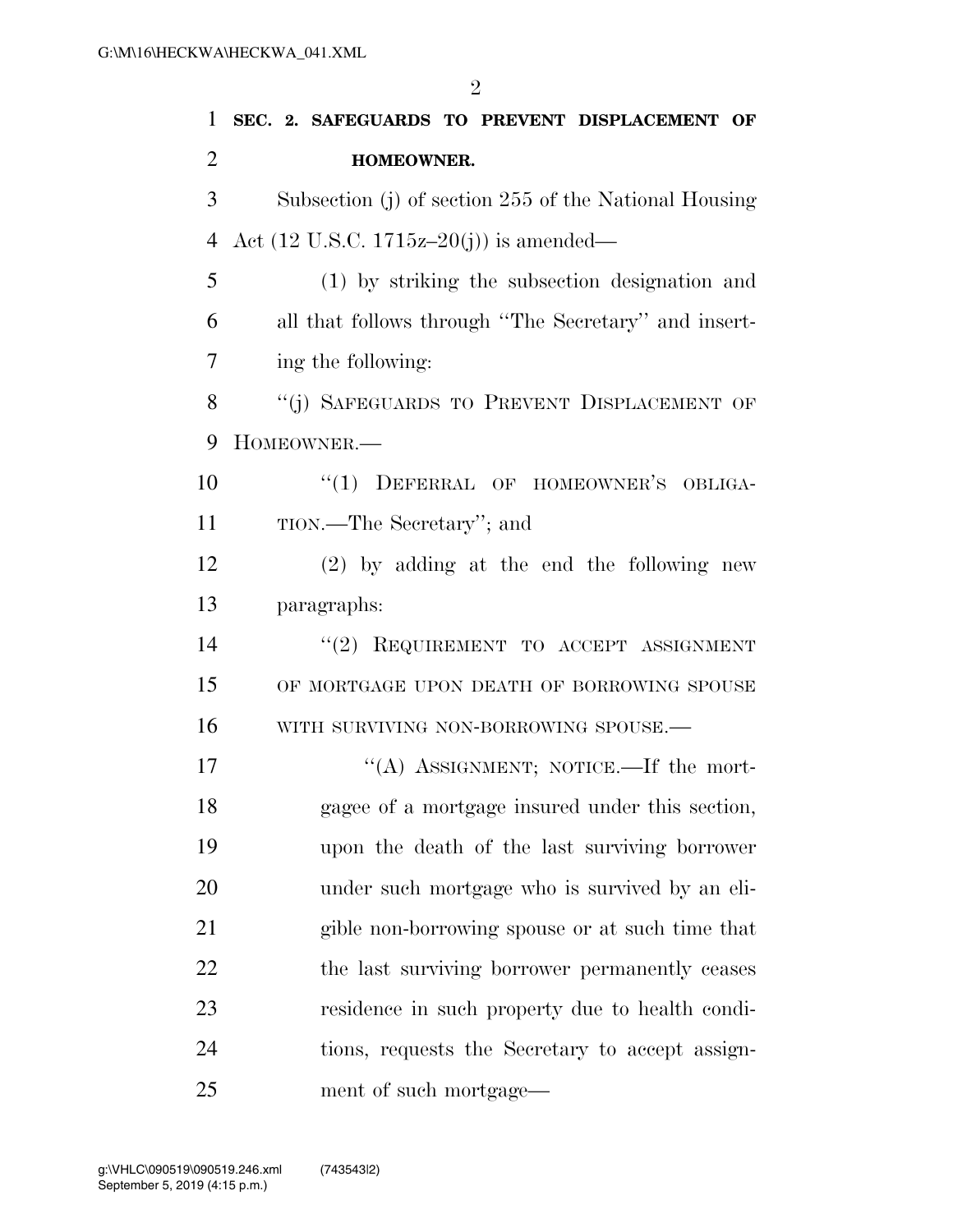## SEC. 2. SAFEGUARDS TO PREVENT DISPLACEMENT OF HOMEOWNER.

Subsection (j) of section 255 of the National Housing Act (12 U.S.C. 1715z–20(j)) is amended—

(1) by striking the subsection designation and all that follows through "The Secretary" and inserting the following:

"(j) SAFEGUARDS TO PREVENT DISPLACEMENT OF HOMEOWNER.—

"(1) DEFERRAL OF HOMEOWNER'S OBLIGATION.—The Secretary"; and

(2) by adding at the end the following new paragraphs:

"(2) REQUIREMENT TO ACCEPT ASSIGNMENT OF MORTGAGE UPON DEATH OF BORROWING SPOUSE WITH SURVIVING NON-BORROWING SPOUSE.—

"(A) ASSIGNMENT; NOTICE.—If the mortgagee of a mortgage insured under this section, upon the death of the last surviving borrower under such mortgage who is survived by an eligible non-borrowing spouse or at such time that the last surviving borrower permanently ceases residence in such property due to health conditions, requests the Secretary to accept assignment of such mortgage—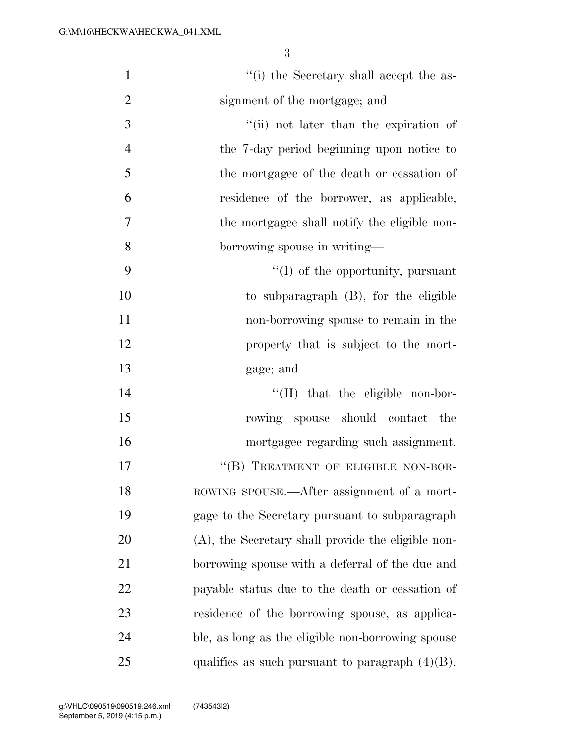''(i) the Secretary shall accept the assignment of the mortgage; and

''(ii) not later than the expiration of the 7-day period beginning upon notice to the mortgagee of the death or cessation of residence of the borrower, as applicable, the mortgagee shall notify the eligible non-borrowing spouse in writing—

''(I) of the opportunity, pursuant to subparagraph (B), for the eligible non-borrowing spouse to remain in the property that is subject to the mortgage; and

''(II) that the eligible non-borrowing spouse should contact the mortgagee regarding such assignment.

''(B) TREATMENT OF ELIGIBLE NON-BORROWING SPOUSE.—After assignment of a mortgage to the Secretary pursuant to subparagraph (A), the Secretary shall provide the eligible non-borrowing spouse with a deferral of the due and payable status due to the death or cessation of residence of the borrowing spouse, as applicable, as long as the eligible non-borrowing spouse qualifies as such pursuant to paragraph (4)(B).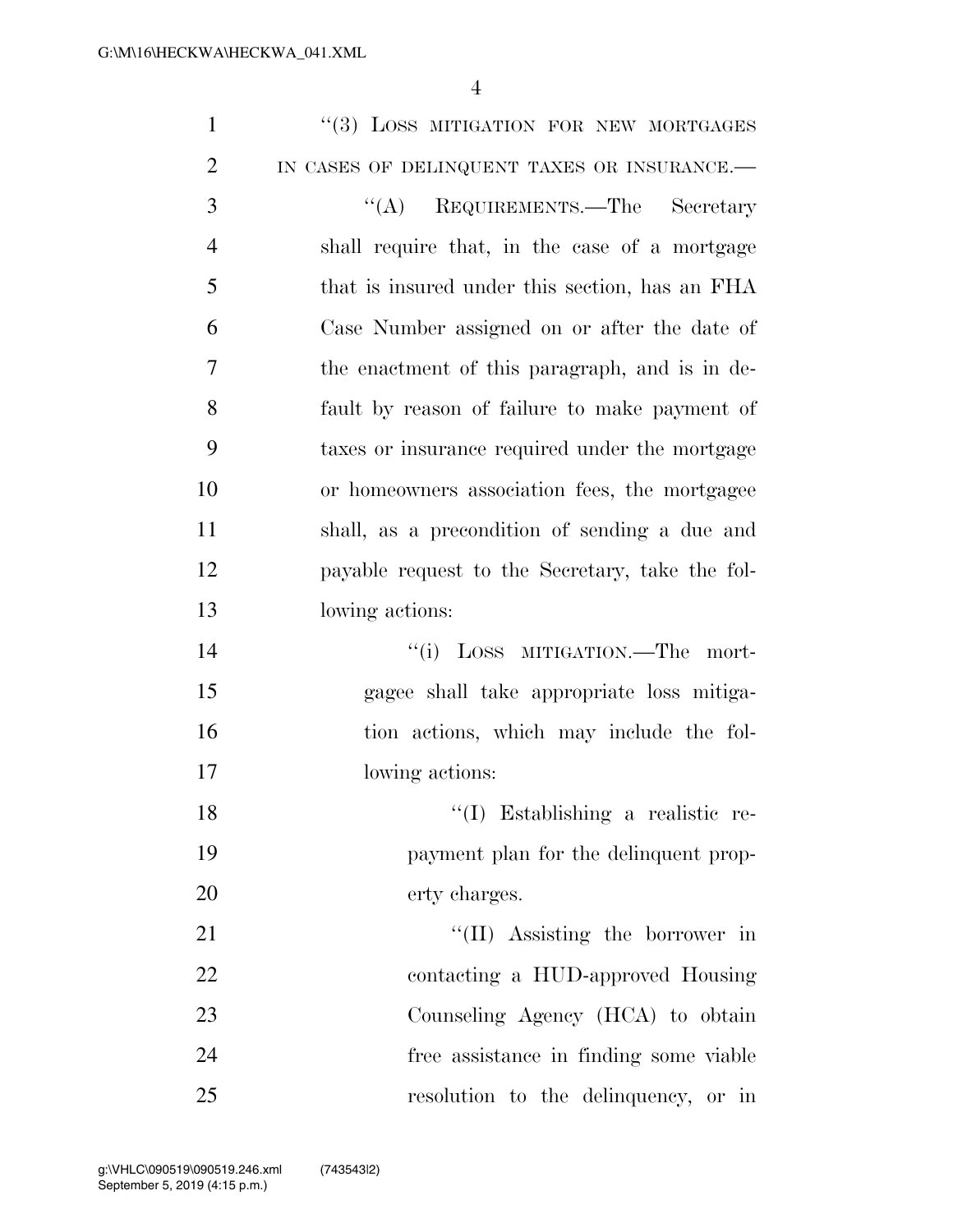"(3) LOSS MITIGATION FOR NEW MORTGAGES IN CASES OF DELINQUENT TAXES OR INSURANCE.—

"(A) REQUIREMENTS.—The Secretary shall require that, in the case of a mortgage that is insured under this section, has an FHA Case Number assigned on or after the date of the enactment of this paragraph, and is in default by reason of failure to make payment of taxes or insurance required under the mortgage or homeowners association fees, the mortgagee shall, as a precondition of sending a due and payable request to the Secretary, take the following actions:

"(i) LOSS MITIGATION.—The mortgagee shall take appropriate loss mitigation actions, which may include the following actions:

"(I) Establishing a realistic repayment plan for the delinquent property charges.

"(II) Assisting the borrower in contacting a HUD-approved Housing Counseling Agency (HCA) to obtain free assistance in finding some viable resolution to the delinquency, or in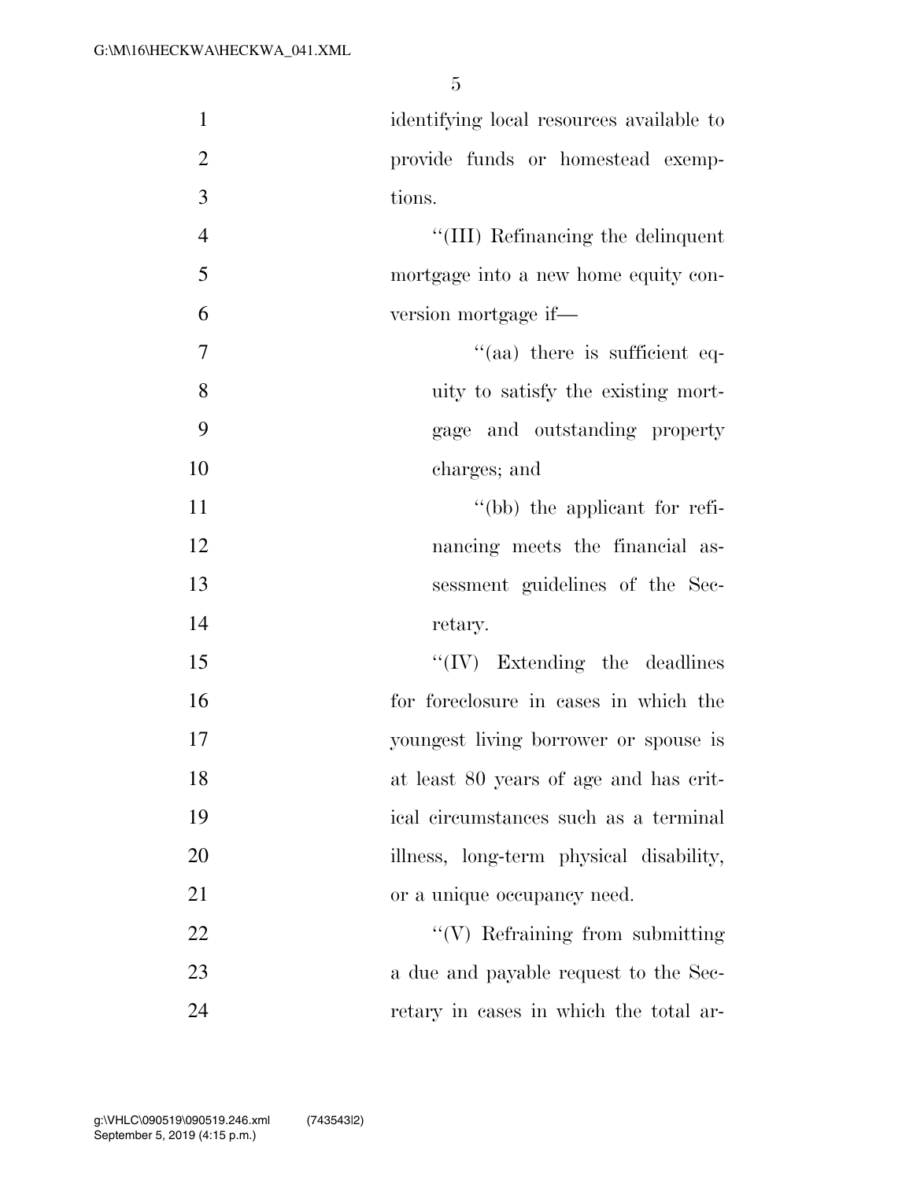identifying local resources available to provide funds or homestead exemptions.

"(III) Refinancing the delinquent mortgage into a new home equity conversion mortgage if—

"(aa) there is sufficient equity to satisfy the existing mortgage and outstanding property charges; and

"(bb) the applicant for refinancing meets the financial assessment guidelines of the Secretary.

"(IV) Extending the deadlines for foreclosure in cases in which the youngest living borrower or spouse is at least 80 years of age and has critical circumstances such as a terminal illness, long-term physical disability, or a unique occupancy need.

"(V) Refraining from submitting a due and payable request to the Secretary in cases in which the total ar-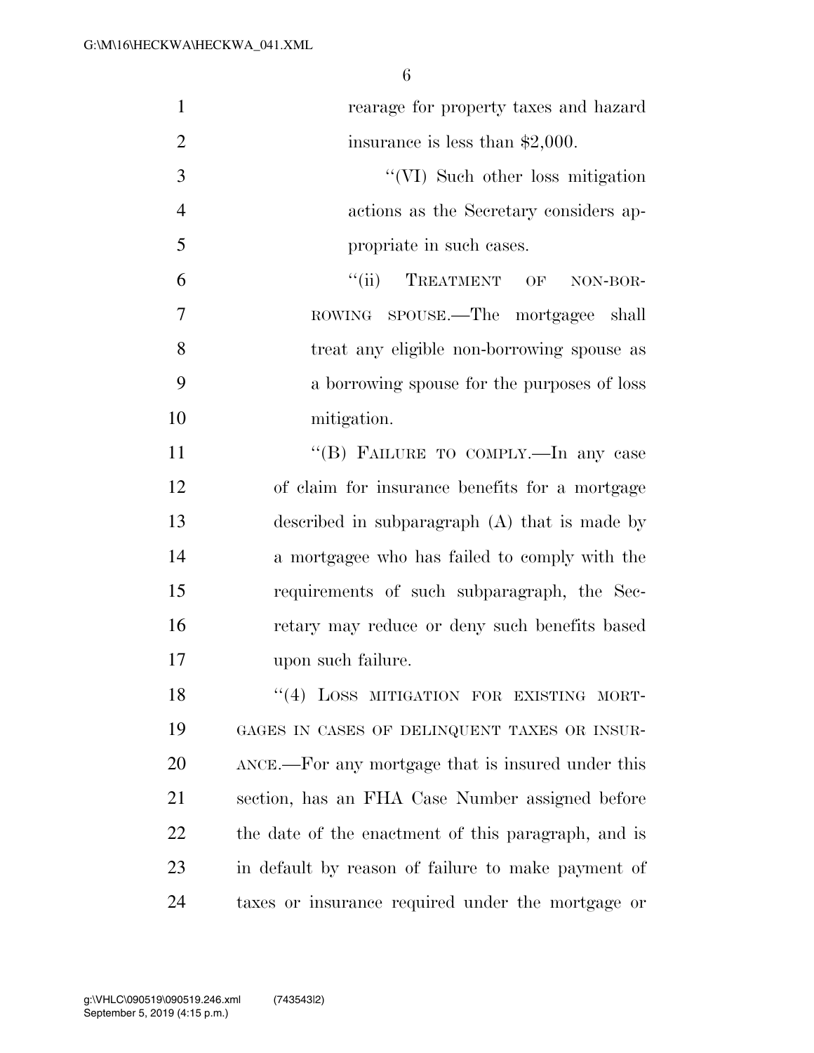rearage for property taxes and hazard insurance is less than $2,000.

"(VI) Such other loss mitigation actions as the Secretary considers appropriate in such cases.

"(ii) TREATMENT OF NON-BORROWING SPOUSE.—The mortgagee shall treat any eligible non-borrowing spouse as a borrowing spouse for the purposes of loss mitigation.

"(B) FAILURE TO COMPLY.—In any case of claim for insurance benefits for a mortgage described in subparagraph (A) that is made by a mortgagee who has failed to comply with the requirements of such subparagraph, the Secretary may reduce or deny such benefits based upon such failure.

"(4) LOSS MITIGATION FOR EXISTING MORTGAGES IN CASES OF DELINQUENT TAXES OR INSURANCE.—For any mortgage that is insured under this section, has an FHA Case Number assigned before the date of the enactment of this paragraph, and is in default by reason of failure to make payment of taxes or insurance required under the mortgage or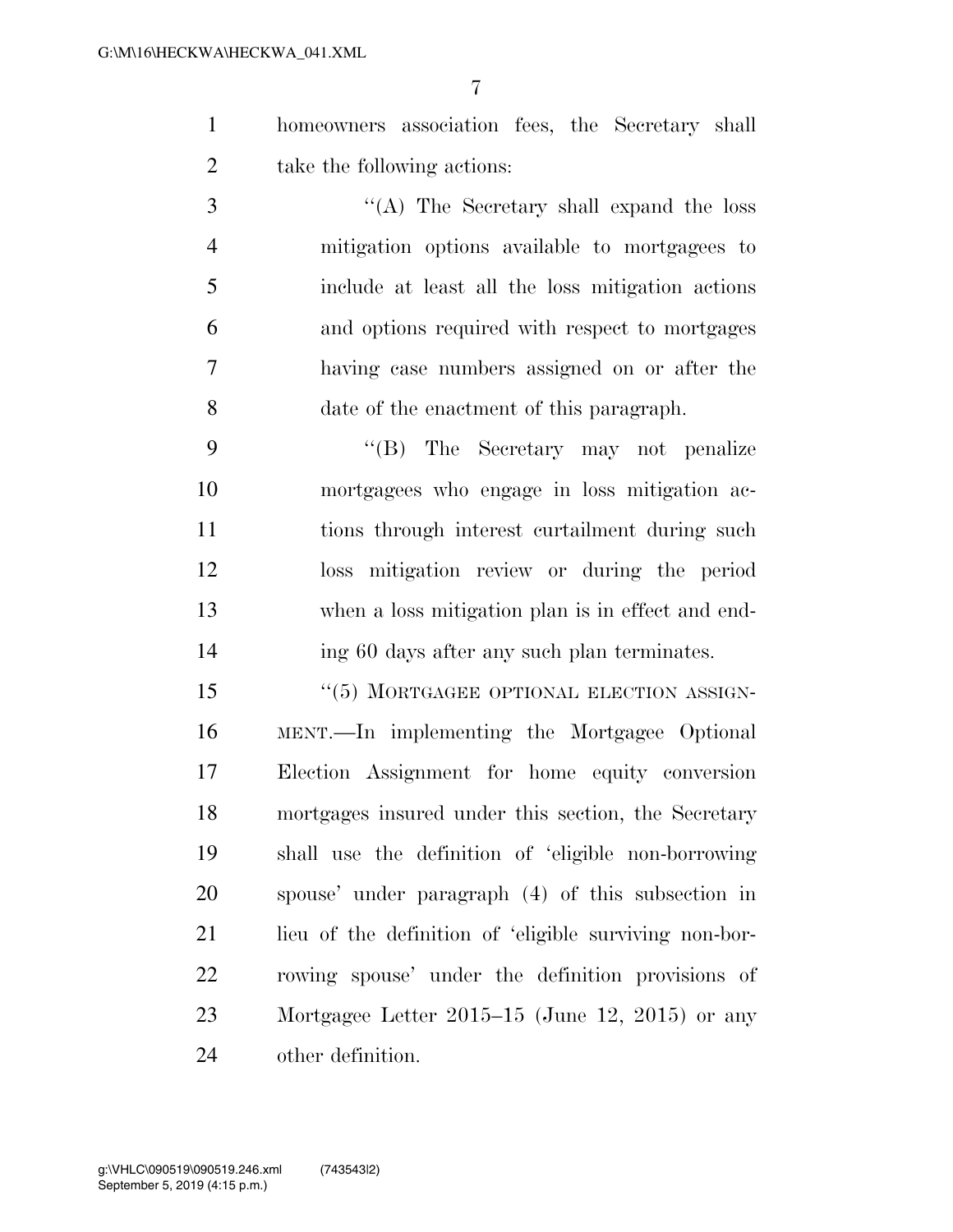homeowners association fees, the Secretary shall take the following actions:

"(A) The Secretary shall expand the loss mitigation options available to mortgagees to include at least all the loss mitigation actions and options required with respect to mortgages having case numbers assigned on or after the date of the enactment of this paragraph.

"(B) The Secretary may not penalize mortgagees who engage in loss mitigation actions through interest curtailment during such loss mitigation review or during the period when a loss mitigation plan is in effect and ending 60 days after any such plan terminates.

"(5) MORTGAGEE OPTIONAL ELECTION ASSIGNMENT.—In implementing the Mortgagee Optional Election Assignment for home equity conversion mortgages insured under this section, the Secretary shall use the definition of 'eligible non-borrowing spouse' under paragraph (4) of this subsection in lieu of the definition of 'eligible surviving non-borrowing spouse' under the definition provisions of Mortgagee Letter 2015–15 (June 12, 2015) or any other definition.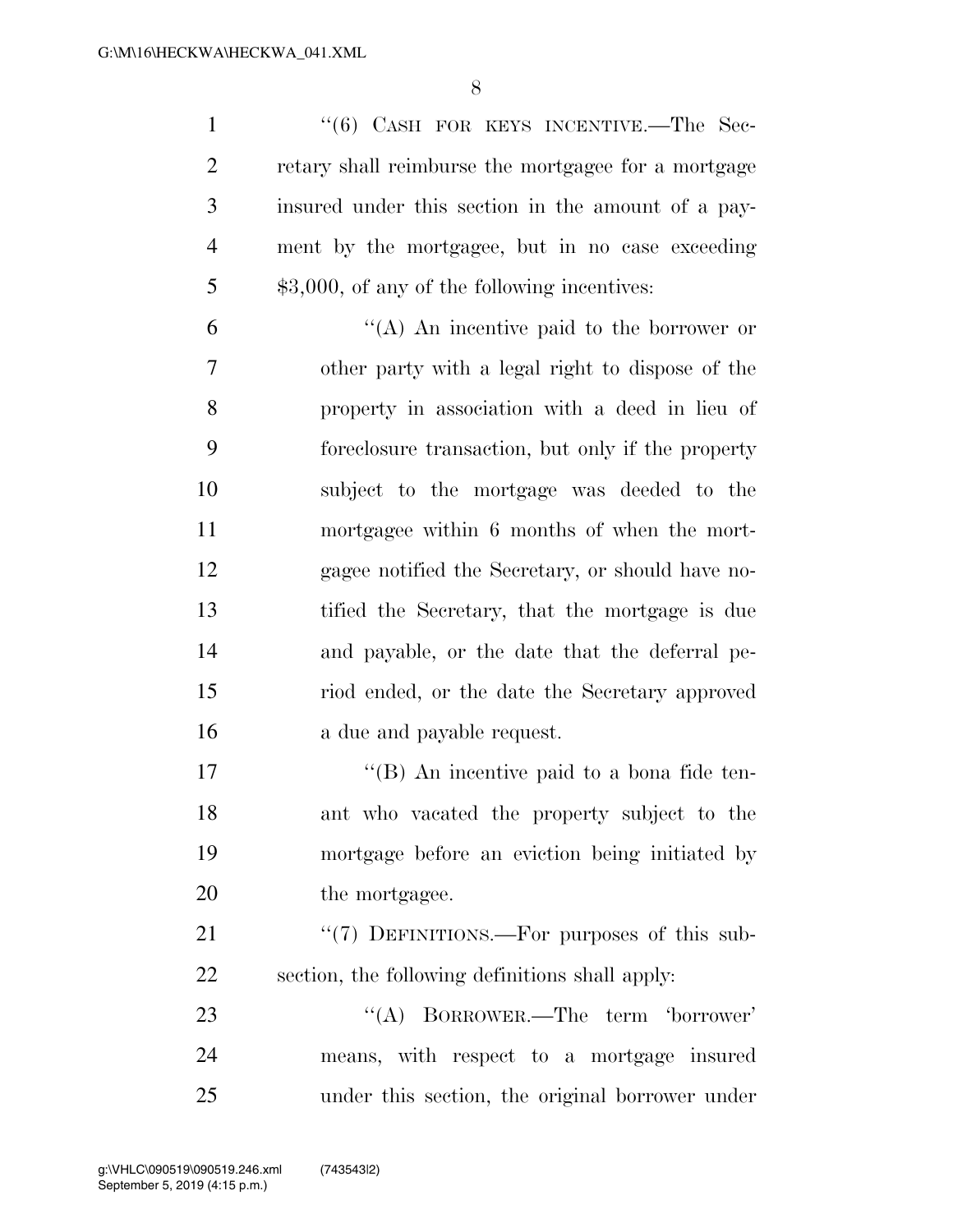"(6) CASH FOR KEYS INCENTIVE.—The Secretary shall reimburse the mortgagee for a mortgage insured under this section in the amount of a payment by the mortgagee, but in no case exceeding $3,000, of any of the following incentives:

"(A) An incentive paid to the borrower or other party with a legal right to dispose of the property in association with a deed in lieu of foreclosure transaction, but only if the property subject to the mortgage was deeded to the mortgagee within 6 months of when the mortgagee notified the Secretary, or should have notified the Secretary, that the mortgage is due and payable, or the date that the deferral period ended, or the date the Secretary approved a due and payable request.

"(B) An incentive paid to a bona fide tenant who vacated the property subject to the mortgage before an eviction being initiated by the mortgagee.

"(7) DEFINITIONS.—For purposes of this subsection, the following definitions shall apply:

"(A) BORROWER.—The term 'borrower' means, with respect to a mortgage insured under this section, the original borrower under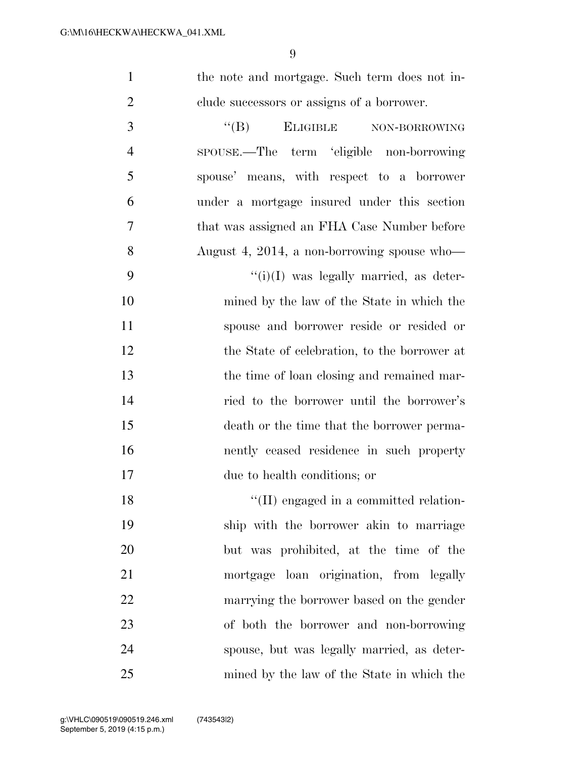the note and mortgage. Such term does not include successors or assigns of a borrower.

"(B) ELIGIBLE NON-BORROWING SPOUSE.—The term 'eligible non-borrowing spouse' means, with respect to a borrower under a mortgage insured under this section that was assigned an FHA Case Number before August 4, 2014, a non-borrowing spouse who—

"(i)(I) was legally married, as determined by the law of the State in which the spouse and borrower reside or resided or the State of celebration, to the borrower at the time of loan closing and remained married to the borrower until the borrower's death or the time that the borrower permanently ceased residence in such property due to health conditions; or

"(II) engaged in a committed relationship with the borrower akin to marriage but was prohibited, at the time of the mortgage loan origination, from legally marrying the borrower based on the gender of both the borrower and non-borrowing spouse, but was legally married, as determined by the law of the State in which the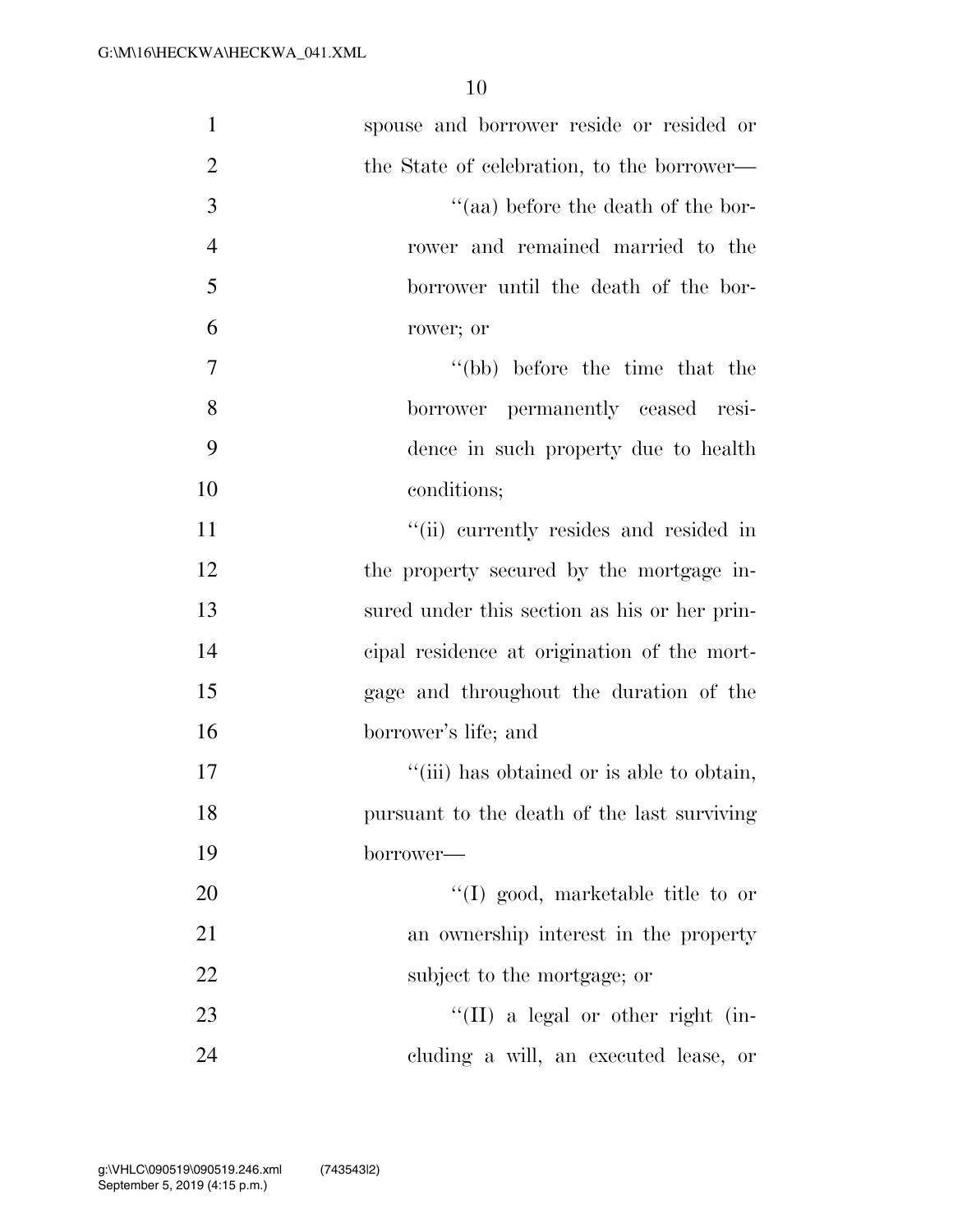spouse and borrower reside or resided or the State of celebration, to the borrower—

''(aa) before the death of the borrower and remained married to the borrower until the death of the borrower; or

''(bb) before the time that the borrower permanently ceased residence in such property due to health conditions;

''(ii) currently resides and resided in the property secured by the mortgage insured under this section as his or her principal residence at origination of the mortgage and throughout the duration of the borrower's life; and

''(iii) has obtained or is able to obtain, pursuant to the death of the last surviving borrower—

''(I) good, marketable title to or an ownership interest in the property subject to the mortgage; or

''(II) a legal or other right (including a will, an executed lease, or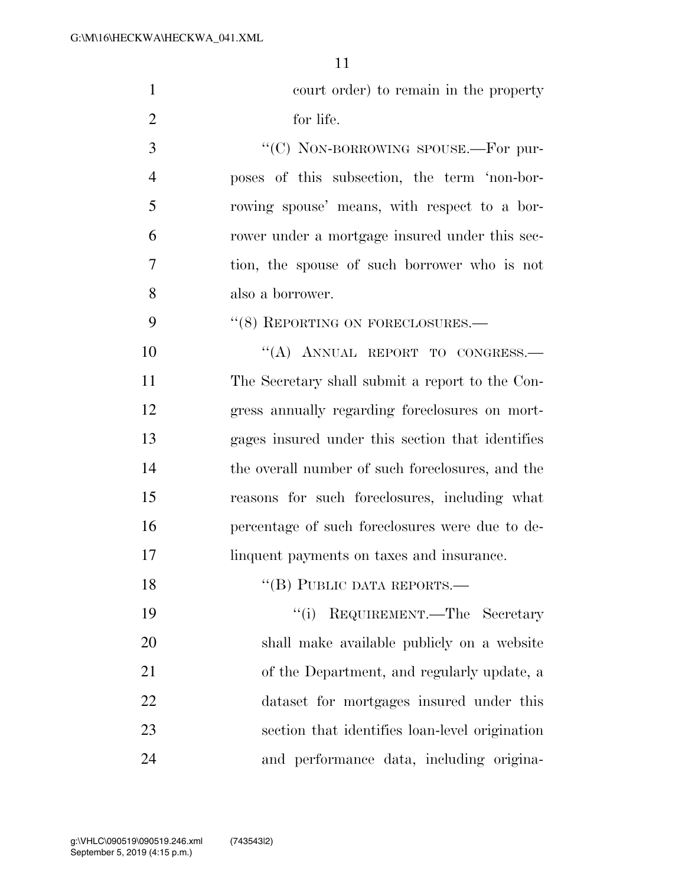court order) to remain in the property for life.

"(C) NON-BORROWING SPOUSE.—For purposes of this subsection, the term 'non-borrowing spouse' means, with respect to a borrower under a mortgage insured under this section, the spouse of such borrower who is not also a borrower.

"(8) REPORTING ON FORECLOSURES.—

"(A) ANNUAL REPORT TO CONGRESS.—The Secretary shall submit a report to the Congress annually regarding foreclosures on mortgages insured under this section that identifies the overall number of such foreclosures, and the reasons for such foreclosures, including what percentage of such foreclosures were due to delinquent payments on taxes and insurance.

"(B) PUBLIC DATA REPORTS.—

"(i) REQUIREMENT.—The Secretary shall make available publicly on a website of the Department, and regularly update, a dataset for mortgages insured under this section that identifies loan-level origination and performance data, including origina-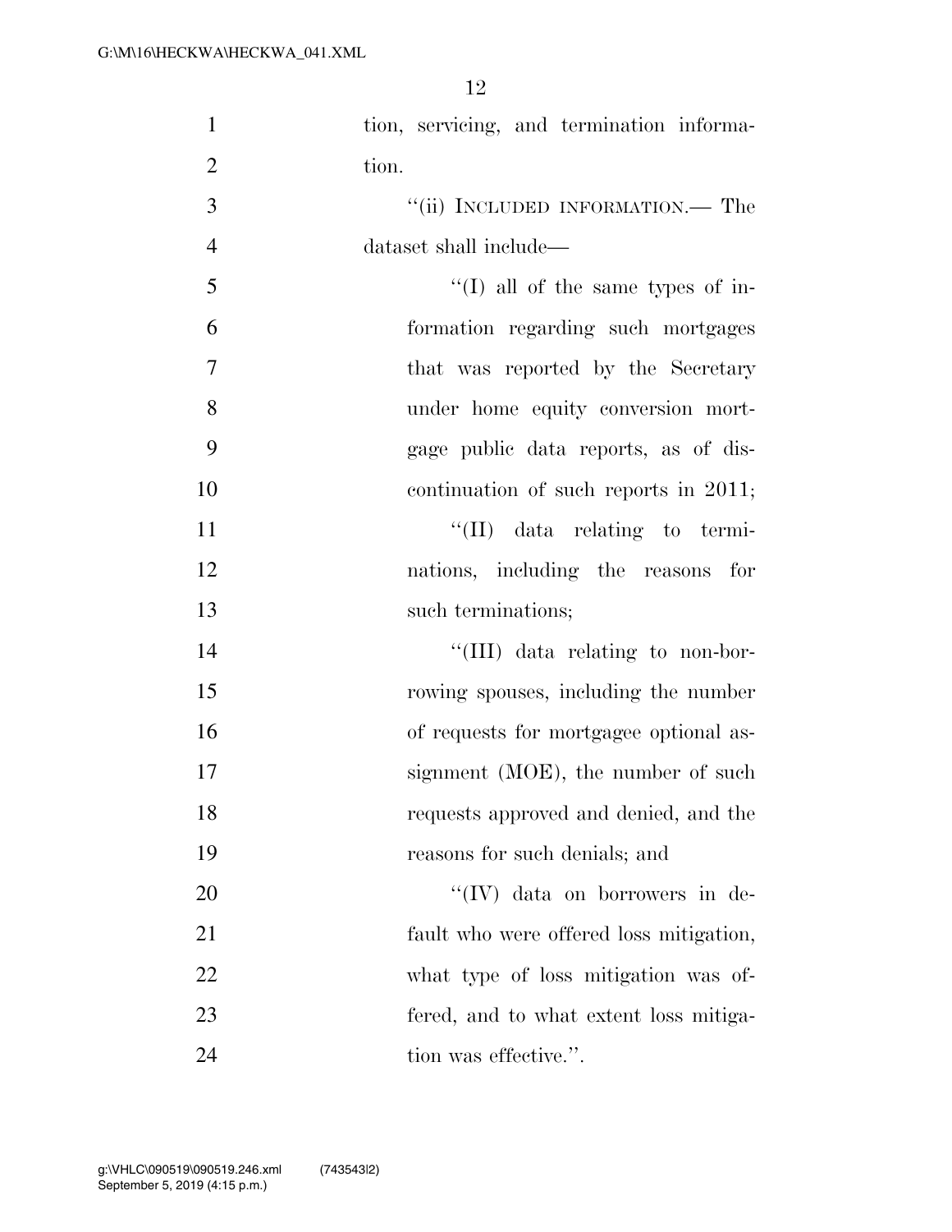tion, servicing, and termination information.

"(ii) INCLUDED INFORMATION.— The dataset shall include—

"(I) all of the same types of information regarding such mortgages that was reported by the Secretary under home equity conversion mortgage public data reports, as of discontinuation of such reports in 2011;

"(II) data relating to terminations, including the reasons for such terminations;

"(III) data relating to non-borrowing spouses, including the number of requests for mortgagee optional assignment (MOE), the number of such requests approved and denied, and the reasons for such denials; and

"(IV) data on borrowers in default who were offered loss mitigation, what type of loss mitigation was offered, and to what extent loss mitigation was effective.".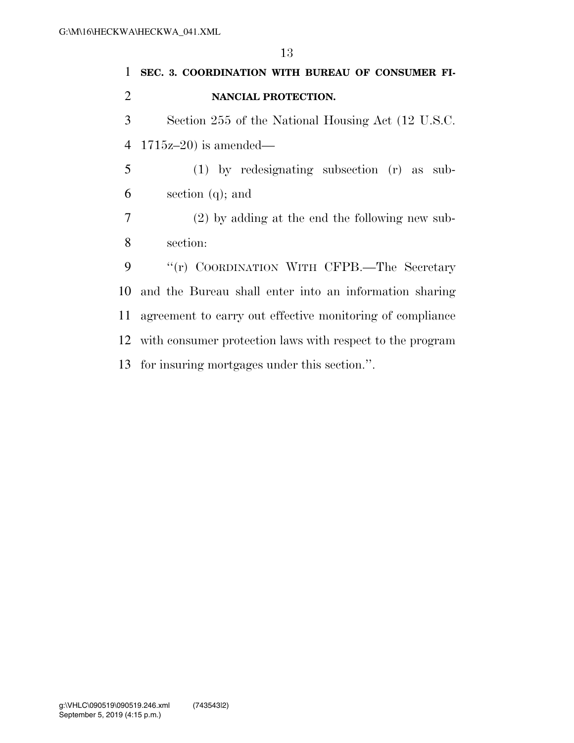**SEC. 3. COORDINATION WITH BUREAU OF CONSUMER FINANCIAL PROTECTION.**

Section 255 of the National Housing Act (12 U.S.C. 1715z–20) is amended—

(1) by redesignating subsection (r) as subsection (q); and

(2) by adding at the end the following new subsection:

''(r) COORDINATION WITH CFPB.—The Secretary and the Bureau shall enter into an information sharing agreement to carry out effective monitoring of compliance with consumer protection laws with respect to the program for insuring mortgages under this section.''.